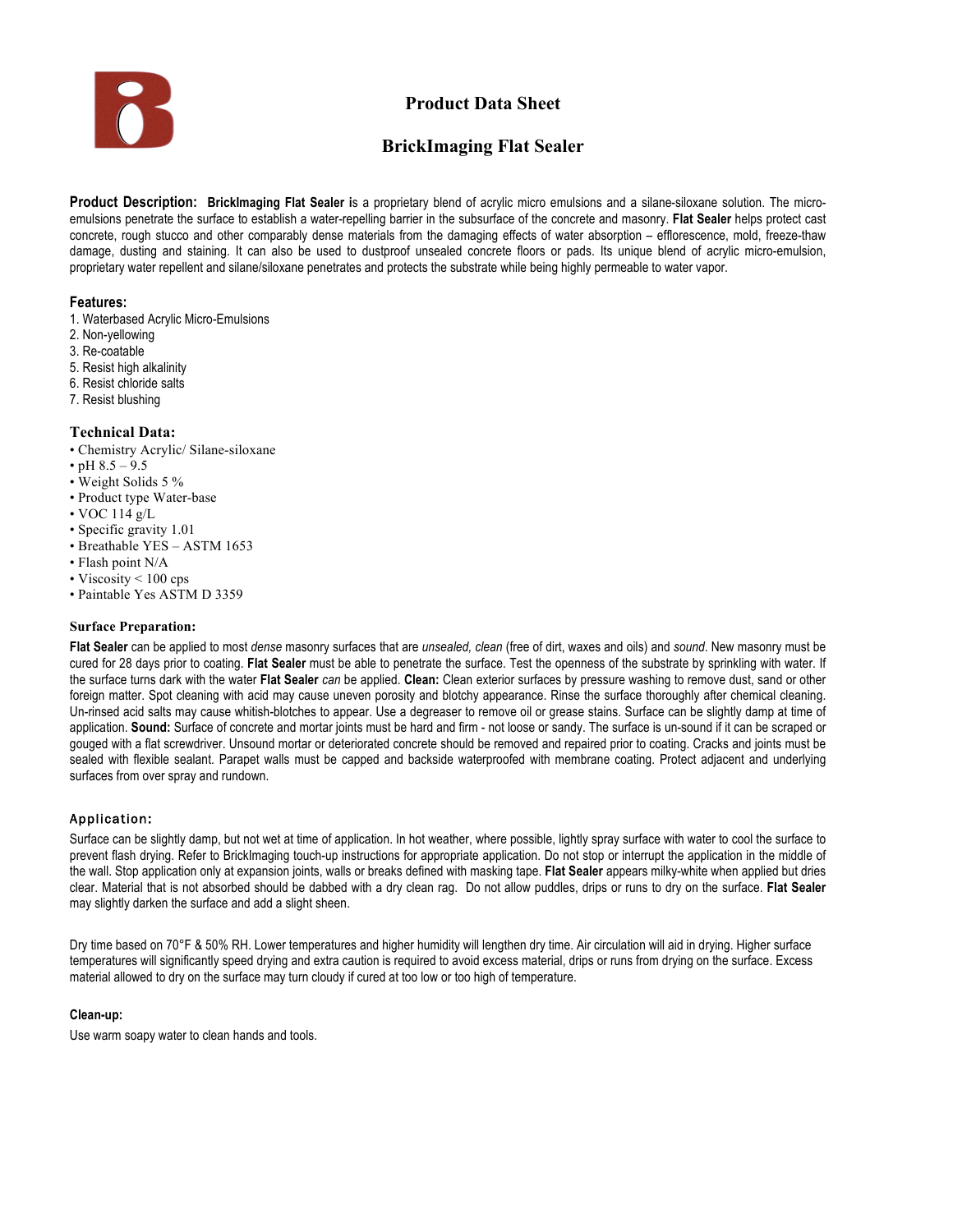# Product Data Sheet

## BrickImaging Flat Sealer

**Product Description:** **BrickImaging Flat Sealer i**s a proprietary blend of acrylic micro emulsions and a silane-siloxane solution. The micro-emulsions penetrate the surface to establish a water-repelling barrier in the subsurface of the concrete and masonry. **Flat Sealer** helps protect cast concrete, rough stucco and other comparably dense materials from the damaging effects of water absorption – efflorescence, mold, freeze-thaw damage, dusting and staining. It can also be used to dustproof unsealed concrete floors or pads. Its unique blend of acrylic micro-emulsion, proprietary water repellent and silane/siloxane penetrates and protects the substrate while being highly permeable to water vapor.

### Features:

1. Waterbased Acrylic Micro-Emulsions
2. Non-yellowing
3. Re-coatable
5. Resist high alkalinity
6. Resist chloride salts
7. Resist blushing

### Technical Data:

- Chemistry Acrylic/ Silane-siloxane
- pH 8.5 – 9.5
- Weight Solids 5 %
- Product type Water-base
- VOC 114 g/L
- Specific gravity 1.01
- Breathable YES – ASTM 1653
- Flash point N/A
- Viscosity < 100 cps
- Paintable Yes ASTM D 3359

### Surface Preparation:

**Flat Sealer** can be applied to most *dense* masonry surfaces that are *unsealed, clean* (free of dirt, waxes and oils) and *sound*. New masonry must be cured for 28 days prior to coating. **Flat Sealer** must be able to penetrate the surface. Test the openness of the substrate by sprinkling with water. If the surface turns dark with the water **Flat Sealer** *can* be applied. **Clean:** Clean exterior surfaces by pressure washing to remove dust, sand or other foreign matter. Spot cleaning with acid may cause uneven porosity and blotchy appearance. Rinse the surface thoroughly after chemical cleaning. Un-rinsed acid salts may cause whitish-blotches to appear. Use a degreaser to remove oil or grease stains. Surface can be slightly damp at time of application. **Sound:** Surface of concrete and mortar joints must be hard and firm - not loose or sandy. The surface is un-sound if it can be scraped or gouged with a flat screwdriver. Unsound mortar or deteriorated concrete should be removed and repaired prior to coating. Cracks and joints must be sealed with flexible sealant. Parapet walls must be capped and backside waterproofed with membrane coating. Protect adjacent and underlying surfaces from over spray and rundown.

### Application:

Surface can be slightly damp, but not wet at time of application. In hot weather, where possible, lightly spray surface with water to cool the surface to prevent flash drying. Refer to BrickImaging touch-up instructions for appropriate application. Do not stop or interrupt the application in the middle of the wall. Stop application only at expansion joints, walls or breaks defined with masking tape. **Flat Sealer** appears milky-white when applied but dries clear. Material that is not absorbed should be dabbed with a dry clean rag. Do not allow puddles, drips or runs to dry on the surface. **Flat Sealer** may slightly darken the surface and add a slight sheen.

Dry time based on 70°F & 50% RH. Lower temperatures and higher humidity will lengthen dry time. Air circulation will aid in drying. Higher surface temperatures will significantly speed drying and extra caution is required to avoid excess material, drips or runs from drying on the surface. Excess material allowed to dry on the surface may turn cloudy if cured at too low or too high of temperature.

### Clean-up:

Use warm soapy water to clean hands and tools.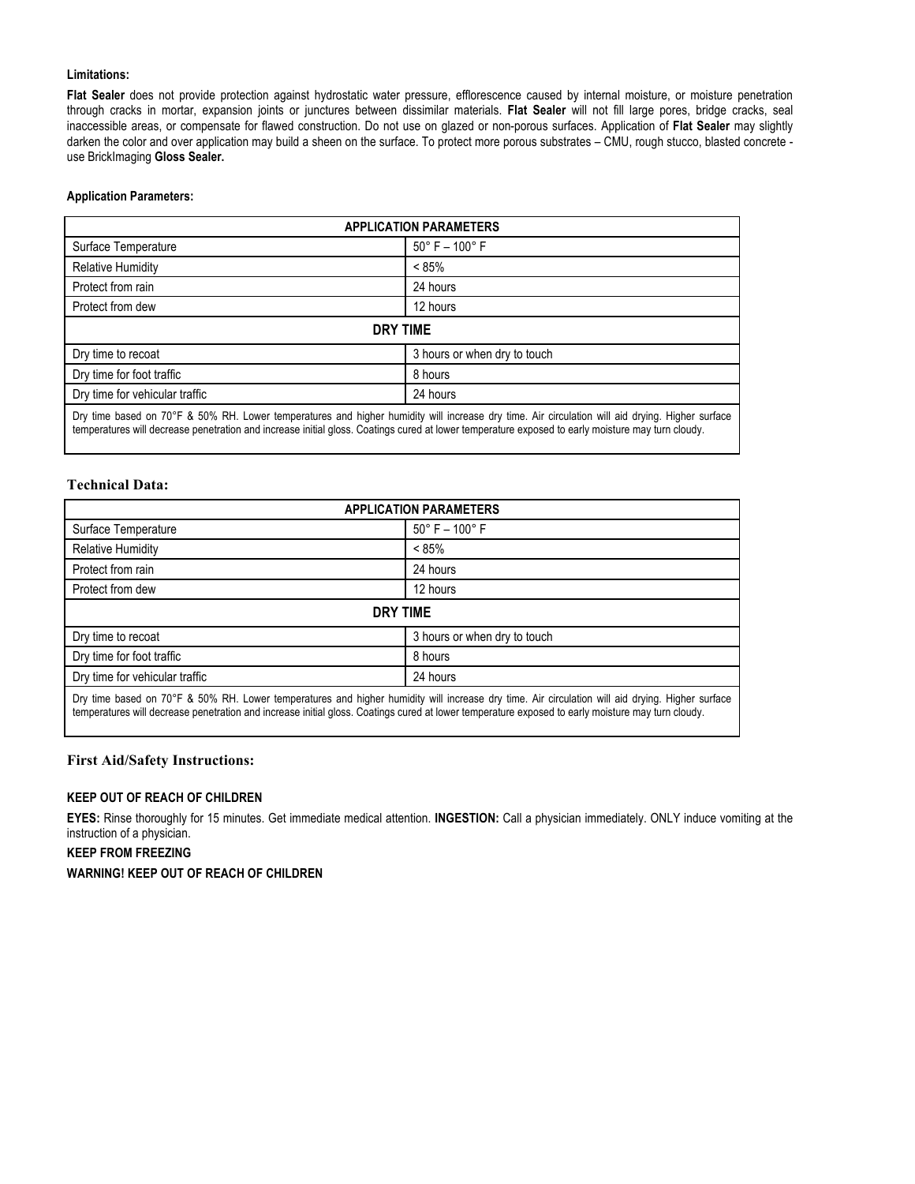**Limitations:**

**Flat Sealer** does not provide protection against hydrostatic water pressure, efflorescence caused by internal moisture, or moisture penetration through cracks in mortar, expansion joints or junctures between dissimilar materials. **Flat Sealer** will not fill large pores, bridge cracks, seal inaccessible areas, or compensate for flawed construction. Do not use on glazed or non-porous surfaces. Application of **Flat Sealer** may slightly darken the color and over application may build a sheen on the surface. To protect more porous substrates – CMU, rough stucco, blasted concrete - use BrickImaging **Gloss Sealer.**

**Application Parameters:**

| APPLICATION PARAMETERS | |
|---|---|
| Surface Temperature | 50° F – 100° F |
| Relative Humidity | < 85% |
| Protect from rain | 24 hours |
| Protect from dew | 12 hours |
| **DRY TIME** | |
| Dry time to recoat | 3 hours or when dry to touch |
| Dry time for foot traffic | 8 hours |
| Dry time for vehicular traffic | 24 hours |
| Dry time based on 70°F & 50% RH. Lower temperatures and higher humidity will increase dry time. Air circulation will aid drying. Higher surface temperatures will decrease penetration and increase initial gloss. Coatings cured at lower temperature exposed to early moisture may turn cloudy. | |

## Technical Data:

| APPLICATION PARAMETERS | |
|---|---|
| Surface Temperature | 50° F – 100° F |
| Relative Humidity | < 85% |
| Protect from rain | 24 hours |
| Protect from dew | 12 hours |
| **DRY TIME** | |
| Dry time to recoat | 3 hours or when dry to touch |
| Dry time for foot traffic | 8 hours |
| Dry time for vehicular traffic | 24 hours |
| Dry time based on 70°F & 50% RH. Lower temperatures and higher humidity will increase dry time. Air circulation will aid drying. Higher surface temperatures will decrease penetration and increase initial gloss. Coatings cured at lower temperature exposed to early moisture may turn cloudy. | |

## First Aid/Safety Instructions:

**KEEP OUT OF REACH OF CHILDREN**

**EYES:** Rinse thoroughly for 15 minutes. Get immediate medical attention. **INGESTION:** Call a physician immediately. ONLY induce vomiting at the instruction of a physician.

**KEEP FROM FREEZING**

**WARNING! KEEP OUT OF REACH OF CHILDREN**